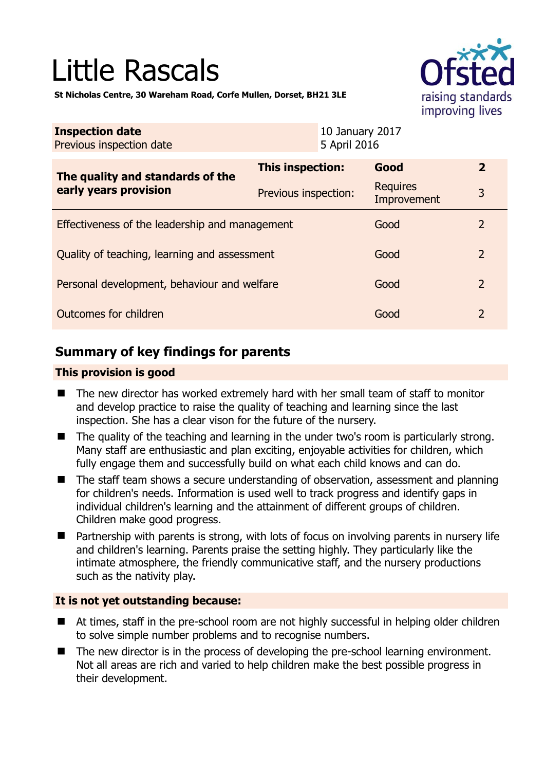# Little Rascals

**St Nicholas Centre, 30 Wareham Road, Corfe Mullen, Dorset, BH21 3LE**

| **Inspection date** | 10 January 2017 |
|---|---|
| Previous inspection date | 5 April 2016 |

| **The quality and standards of the early years provision** | **This inspection:** | **Good** | **2** |
|---|---|---|---|
| | Previous inspection: | Requires Improvement | 3 |
| Effectiveness of the leadership and management | | Good | 2 |
| Quality of teaching, learning and assessment | | Good | 2 |
| Personal development, behaviour and welfare | | Good | 2 |
| Outcomes for children | | Good | 2 |

## Summary of key findings for parents

### This provision is good

- The new director has worked extremely hard with her small team of staff to monitor and develop practice to raise the quality of teaching and learning since the last inspection. She has a clear vison for the future of the nursery.
- The quality of the teaching and learning in the under two's room is particularly strong. Many staff are enthusiastic and plan exciting, enjoyable activities for children, which fully engage them and successfully build on what each child knows and can do.
- The staff team shows a secure understanding of observation, assessment and planning for children's needs. Information is used well to track progress and identify gaps in individual children's learning and the attainment of different groups of children. Children make good progress.
- Partnership with parents is strong, with lots of focus on involving parents in nursery life and children's learning. Parents praise the setting highly. They particularly like the intimate atmosphere, the friendly communicative staff, and the nursery productions such as the nativity play.

### It is not yet outstanding because:

- At times, staff in the pre-school room are not highly successful in helping older children to solve simple number problems and to recognise numbers.
- The new director is in the process of developing the pre-school learning environment. Not all areas are rich and varied to help children make the best possible progress in their development.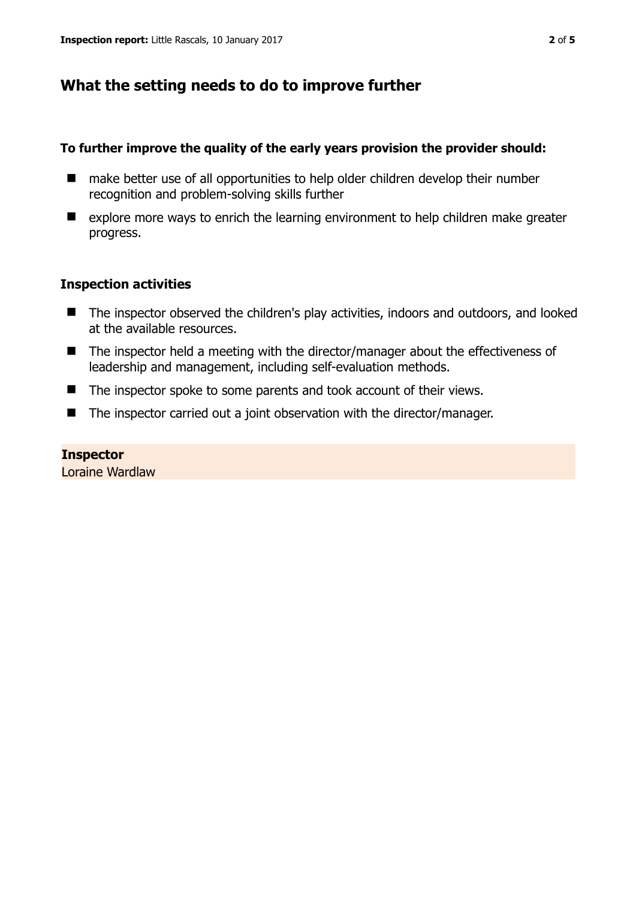## What the setting needs to do to improve further

**To further improve the quality of the early years provision the provider should:**

- make better use of all opportunities to help older children develop their number recognition and problem-solving skills further
- explore more ways to enrich the learning environment to help children make greater progress.

### Inspection activities

- The inspector observed the children's play activities, indoors and outdoors, and looked at the available resources.
- The inspector held a meeting with the director/manager about the effectiveness of leadership and management, including self-evaluation methods.
- The inspector spoke to some parents and took account of their views.
- The inspector carried out a joint observation with the director/manager.

**Inspector**
Loraine Wardlaw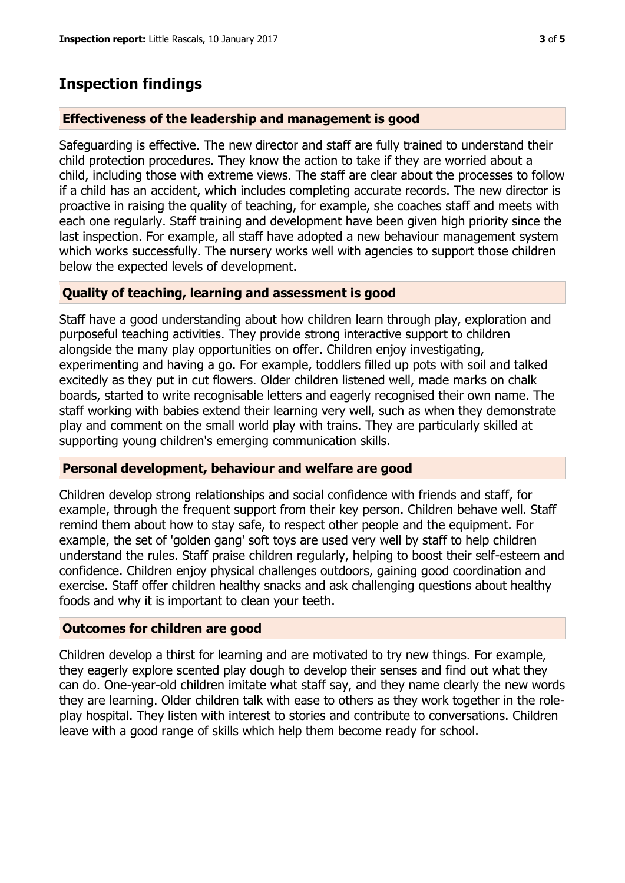## Inspection findings

### Effectiveness of the leadership and management is good

Safeguarding is effective. The new director and staff are fully trained to understand their child protection procedures. They know the action to take if they are worried about a child, including those with extreme views. The staff are clear about the processes to follow if a child has an accident, which includes completing accurate records. The new director is proactive in raising the quality of teaching, for example, she coaches staff and meets with each one regularly. Staff training and development have been given high priority since the last inspection. For example, all staff have adopted a new behaviour management system which works successfully. The nursery works well with agencies to support those children below the expected levels of development.

### Quality of teaching, learning and assessment is good

Staff have a good understanding about how children learn through play, exploration and purposeful teaching activities. They provide strong interactive support to children alongside the many play opportunities on offer. Children enjoy investigating, experimenting and having a go. For example, toddlers filled up pots with soil and talked excitedly as they put in cut flowers. Older children listened well, made marks on chalk boards, started to write recognisable letters and eagerly recognised their own name. The staff working with babies extend their learning very well, such as when they demonstrate play and comment on the small world play with trains. They are particularly skilled at supporting young children's emerging communication skills.

### Personal development, behaviour and welfare are good

Children develop strong relationships and social confidence with friends and staff, for example, through the frequent support from their key person. Children behave well. Staff remind them about how to stay safe, to respect other people and the equipment. For example, the set of 'golden gang' soft toys are used very well by staff to help children understand the rules. Staff praise children regularly, helping to boost their self-esteem and confidence. Children enjoy physical challenges outdoors, gaining good coordination and exercise. Staff offer children healthy snacks and ask challenging questions about healthy foods and why it is important to clean your teeth.

### Outcomes for children are good

Children develop a thirst for learning and are motivated to try new things. For example, they eagerly explore scented play dough to develop their senses and find out what they can do. One-year-old children imitate what staff say, and they name clearly the new words they are learning. Older children talk with ease to others as they work together in the role-play hospital. They listen with interest to stories and contribute to conversations. Children leave with a good range of skills which help them become ready for school.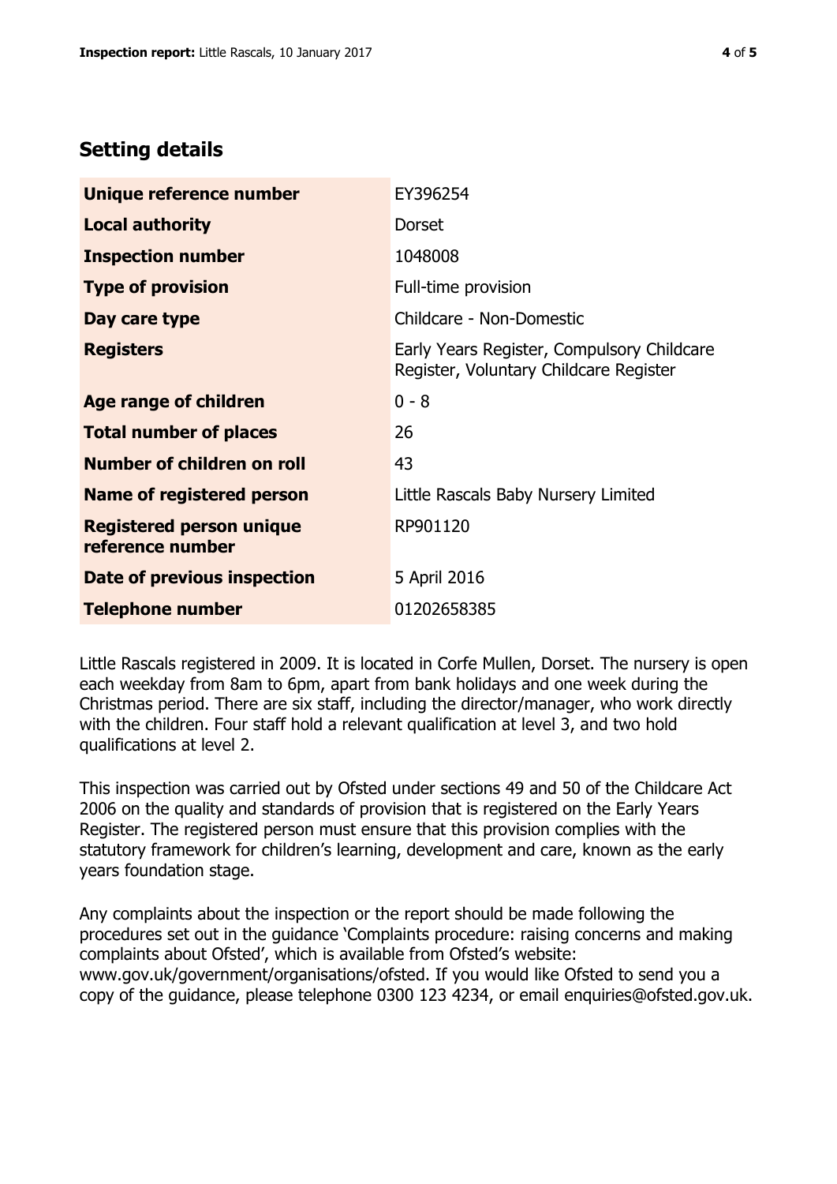## Setting details

| | |
|---|---|
| **Unique reference number** | EY396254 |
| **Local authority** | Dorset |
| **Inspection number** | 1048008 |
| **Type of provision** | Full-time provision |
| **Day care type** | Childcare - Non-Domestic |
| **Registers** | Early Years Register, Compulsory Childcare Register, Voluntary Childcare Register |
| **Age range of children** | 0 - 8 |
| **Total number of places** | 26 |
| **Number of children on roll** | 43 |
| **Name of registered person** | Little Rascals Baby Nursery Limited |
| **Registered person unique reference number** | RP901120 |
| **Date of previous inspection** | 5 April 2016 |
| **Telephone number** | 01202658385 |

Little Rascals registered in 2009. It is located in Corfe Mullen, Dorset. The nursery is open each weekday from 8am to 6pm, apart from bank holidays and one week during the Christmas period. There are six staff, including the director/manager, who work directly with the children. Four staff hold a relevant qualification at level 3, and two hold qualifications at level 2.

This inspection was carried out by Ofsted under sections 49 and 50 of the Childcare Act 2006 on the quality and standards of provision that is registered on the Early Years Register. The registered person must ensure that this provision complies with the statutory framework for children's learning, development and care, known as the early years foundation stage.

Any complaints about the inspection or the report should be made following the procedures set out in the guidance 'Complaints procedure: raising concerns and making complaints about Ofsted', which is available from Ofsted's website: www.gov.uk/government/organisations/ofsted. If you would like Ofsted to send you a copy of the guidance, please telephone 0300 123 4234, or email enquiries@ofsted.gov.uk.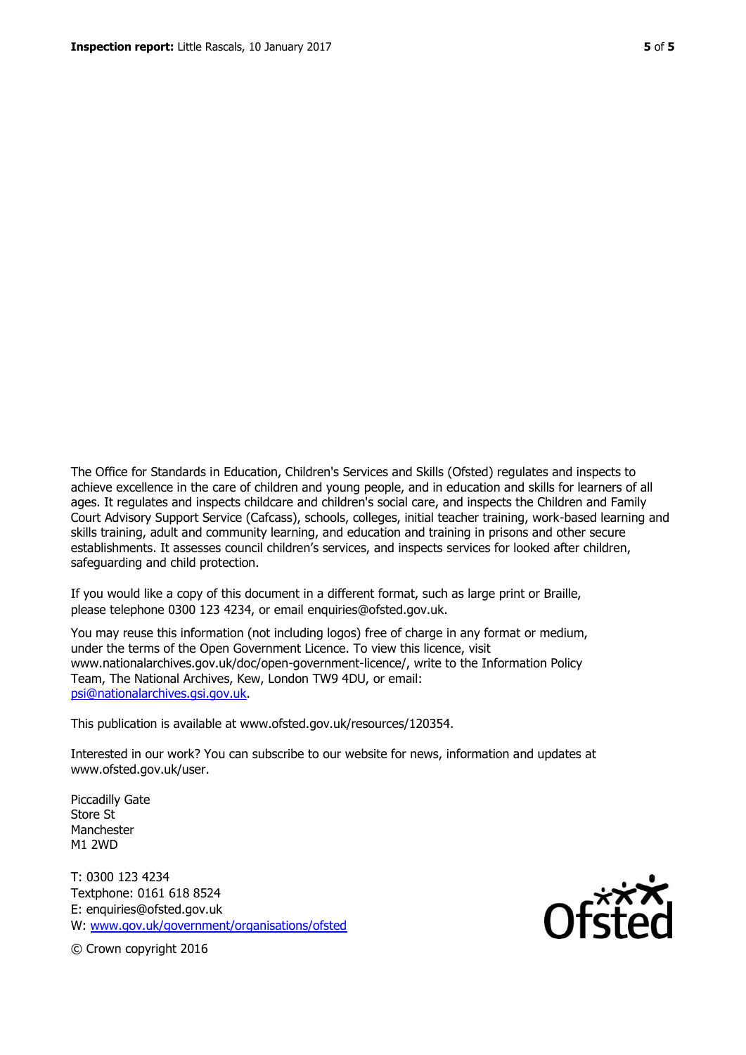The Office for Standards in Education, Children's Services and Skills (Ofsted) regulates and inspects to achieve excellence in the care of children and young people, and in education and skills for learners of all ages. It regulates and inspects childcare and children's social care, and inspects the Children and Family Court Advisory Support Service (Cafcass), schools, colleges, initial teacher training, work-based learning and skills training, adult and community learning, and education and training in prisons and other secure establishments. It assesses council children's services, and inspects services for looked after children, safeguarding and child protection.

If you would like a copy of this document in a different format, such as large print or Braille, please telephone 0300 123 4234, or email enquiries@ofsted.gov.uk.

You may reuse this information (not including logos) free of charge in any format or medium, under the terms of the Open Government Licence. To view this licence, visit www.nationalarchives.gov.uk/doc/open-government-licence/, write to the Information Policy Team, The National Archives, Kew, London TW9 4DU, or email: psi@nationalarchives.gsi.gov.uk.

This publication is available at www.ofsted.gov.uk/resources/120354.

Interested in our work? You can subscribe to our website for news, information and updates at www.ofsted.gov.uk/user.

Piccadilly Gate
Store St
Manchester
M1 2WD

T: 0300 123 4234
Textphone: 0161 618 8524
E: enquiries@ofsted.gov.uk
W: www.gov.uk/government/organisations/ofsted

© Crown copyright 2016